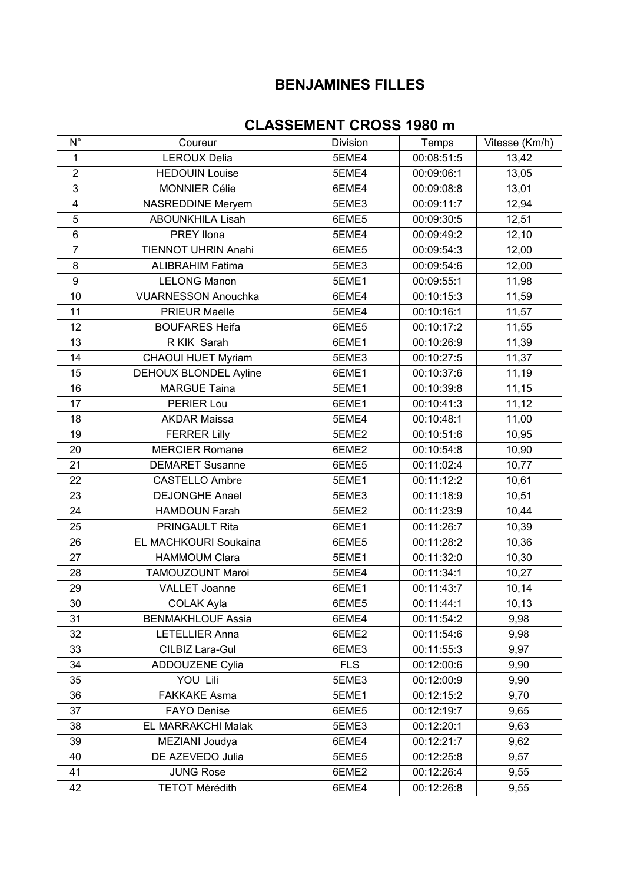## BENJAMINES FILLES

### CLASSEMENT CROSS 1980 m

| N° | Coureur | Division | Temps | Vitesse (Km/h) |
|---|---|---|---|---|
| 1 | LEROUX Delia | 5EME4 | 00:08:51:5 | 13,42 |
| 2 | HEDOUIN Louise | 5EME4 | 00:09:06:1 | 13,05 |
| 3 | MONNIER Célie | 6EME4 | 00:09:08:8 | 13,01 |
| 4 | NASREDDINE Meryem | 5EME3 | 00:09:11:7 | 12,94 |
| 5 | ABOUNKHILA Lisah | 6EME5 | 00:09:30:5 | 12,51 |
| 6 | PREY Ilona | 5EME4 | 00:09:49:2 | 12,10 |
| 7 | TIENNOT UHRIN Anahi | 6EME5 | 00:09:54:3 | 12,00 |
| 8 | ALIBRAHIM Fatima | 5EME3 | 00:09:54:6 | 12,00 |
| 9 | LELONG Manon | 5EME1 | 00:09:55:1 | 11,98 |
| 10 | VUARNESSON Anouchka | 6EME4 | 00:10:15:3 | 11,59 |
| 11 | PRIEUR Maelle | 5EME4 | 00:10:16:1 | 11,57 |
| 12 | BOUFARES Heifa | 6EME5 | 00:10:17:2 | 11,55 |
| 13 | R KIK Sarah | 6EME1 | 00:10:26:9 | 11,39 |
| 14 | CHAOUI HUET Myriam | 5EME3 | 00:10:27:5 | 11,37 |
| 15 | DEHOUX BLONDEL Ayline | 6EME1 | 00:10:37:6 | 11,19 |
| 16 | MARGUE Taina | 5EME1 | 00:10:39:8 | 11,15 |
| 17 | PERIER Lou | 6EME1 | 00:10:41:3 | 11,12 |
| 18 | AKDAR Maissa | 5EME4 | 00:10:48:1 | 11,00 |
| 19 | FERRER Lilly | 5EME2 | 00:10:51:6 | 10,95 |
| 20 | MERCIER Romane | 6EME2 | 00:10:54:8 | 10,90 |
| 21 | DEMARET Susanne | 6EME5 | 00:11:02:4 | 10,77 |
| 22 | CASTELLO Ambre | 5EME1 | 00:11:12:2 | 10,61 |
| 23 | DEJONGHE Anael | 5EME3 | 00:11:18:9 | 10,51 |
| 24 | HAMDOUN Farah | 5EME2 | 00:11:23:9 | 10,44 |
| 25 | PRINGAULT Rita | 6EME1 | 00:11:26:7 | 10,39 |
| 26 | EL MACHKOURI Soukaina | 6EME5 | 00:11:28:2 | 10,36 |
| 27 | HAMMOUM Clara | 5EME1 | 00:11:32:0 | 10,30 |
| 28 | TAMOUZOUNT Maroi | 5EME4 | 00:11:34:1 | 10,27 |
| 29 | VALLET Joanne | 6EME1 | 00:11:43:7 | 10,14 |
| 30 | COLAK Ayla | 6EME5 | 00:11:44:1 | 10,13 |
| 31 | BENMAKHLOUF Assia | 6EME4 | 00:11:54:2 | 9,98 |
| 32 | LETELLIER Anna | 6EME2 | 00:11:54:6 | 9,98 |
| 33 | CILBIZ Lara-Gul | 6EME3 | 00:11:55:3 | 9,97 |
| 34 | ADDOUZENE Cylia | FLS | 00:12:00:6 | 9,90 |
| 35 | YOU Lili | 5EME3 | 00:12:00:9 | 9,90 |
| 36 | FAKKAKE Asma | 5EME1 | 00:12:15:2 | 9,70 |
| 37 | FAYO Denise | 6EME5 | 00:12:19:7 | 9,65 |
| 38 | EL MARRAKCHI Malak | 5EME3 | 00:12:20:1 | 9,63 |
| 39 | MEZIANI Joudya | 6EME4 | 00:12:21:7 | 9,62 |
| 40 | DE AZEVEDO Julia | 5EME5 | 00:12:25:8 | 9,57 |
| 41 | JUNG Rose | 6EME2 | 00:12:26:4 | 9,55 |
| 42 | TETOT Mérédith | 6EME4 | 00:12:26:8 | 9,55 |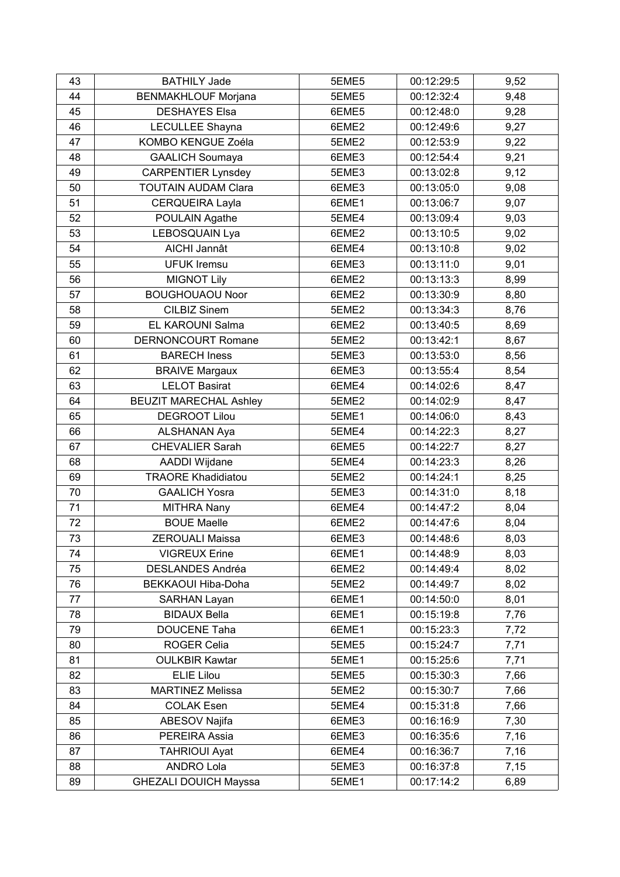| 43 | BATHILY Jade | 5EME5 | 00:12:29:5 | 9,52 |
|---|---|---|---|---|
| 44 | BENMAKHLOUF Morjana | 5EME5 | 00:12:32:4 | 9,48 |
| 45 | DESHAYES Elsa | 6EME5 | 00:12:48:0 | 9,28 |
| 46 | LECULLEE Shayna | 6EME2 | 00:12:49:6 | 9,27 |
| 47 | KOMBO KENGUE Zoéla | 5EME2 | 00:12:53:9 | 9,22 |
| 48 | GAALICH Soumaya | 6EME3 | 00:12:54:4 | 9,21 |
| 49 | CARPENTIER Lynsdey | 5EME3 | 00:13:02:8 | 9,12 |
| 50 | TOUTAIN AUDAM Clara | 6EME3 | 00:13:05:0 | 9,08 |
| 51 | CERQUEIRA Layla | 6EME1 | 00:13:06:7 | 9,07 |
| 52 | POULAIN Agathe | 5EME4 | 00:13:09:4 | 9,03 |
| 53 | LEBOSQUAIN Lya | 6EME2 | 00:13:10:5 | 9,02 |
| 54 | AICHI Jannât | 6EME4 | 00:13:10:8 | 9,02 |
| 55 | UFUK Iremsu | 6EME3 | 00:13:11:0 | 9,01 |
| 56 | MIGNOT Lily | 6EME2 | 00:13:13:3 | 8,99 |
| 57 | BOUGHOUAOU Noor | 6EME2 | 00:13:30:9 | 8,80 |
| 58 | CILBIZ Sinem | 5EME2 | 00:13:34:3 | 8,76 |
| 59 | EL KAROUNI Salma | 6EME2 | 00:13:40:5 | 8,69 |
| 60 | DERNONCOURT Romane | 5EME2 | 00:13:42:1 | 8,67 |
| 61 | BARECH Iness | 5EME3 | 00:13:53:0 | 8,56 |
| 62 | BRAIVE Margaux | 6EME3 | 00:13:55:4 | 8,54 |
| 63 | LELOT Basirat | 6EME4 | 00:14:02:6 | 8,47 |
| 64 | BEUZIT MARECHAL Ashley | 5EME2 | 00:14:02:9 | 8,47 |
| 65 | DEGROOT Lilou | 5EME1 | 00:14:06:0 | 8,43 |
| 66 | ALSHANAN Aya | 5EME4 | 00:14:22:3 | 8,27 |
| 67 | CHEVALIER Sarah | 6EME5 | 00:14:22:7 | 8,27 |
| 68 | AADDI Wijdane | 5EME4 | 00:14:23:3 | 8,26 |
| 69 | TRAORE Khadidiatou | 5EME2 | 00:14:24:1 | 8,25 |
| 70 | GAALICH Yosra | 5EME3 | 00:14:31:0 | 8,18 |
| 71 | MITHRA Nany | 6EME4 | 00:14:47:2 | 8,04 |
| 72 | BOUE Maelle | 6EME2 | 00:14:47:6 | 8,04 |
| 73 | ZEROUALI Maissa | 6EME3 | 00:14:48:6 | 8,03 |
| 74 | VIGREUX Erine | 6EME1 | 00:14:48:9 | 8,03 |
| 75 | DESLANDES Andréa | 6EME2 | 00:14:49:4 | 8,02 |
| 76 | BEKKAOUI Hiba-Doha | 5EME2 | 00:14:49:7 | 8,02 |
| 77 | SARHAN Layan | 6EME1 | 00:14:50:0 | 8,01 |
| 78 | BIDAUX Bella | 6EME1 | 00:15:19:8 | 7,76 |
| 79 | DOUCENE Taha | 6EME1 | 00:15:23:3 | 7,72 |
| 80 | ROGER Celia | 5EME5 | 00:15:24:7 | 7,71 |
| 81 | OULKBIR Kawtar | 5EME1 | 00:15:25:6 | 7,71 |
| 82 | ELIE Lilou | 5EME5 | 00:15:30:3 | 7,66 |
| 83 | MARTINEZ Melissa | 5EME2 | 00:15:30:7 | 7,66 |
| 84 | COLAK Esen | 5EME4 | 00:15:31:8 | 7,66 |
| 85 | ABESOV Najifa | 6EME3 | 00:16:16:9 | 7,30 |
| 86 | PEREIRA Assia | 6EME3 | 00:16:35:6 | 7,16 |
| 87 | TAHRIOUI Ayat | 6EME4 | 00:16:36:7 | 7,16 |
| 88 | ANDRO Lola | 5EME3 | 00:16:37:8 | 7,15 |
| 89 | GHEZALI DOUICH Mayssa | 5EME1 | 00:17:14:2 | 6,89 |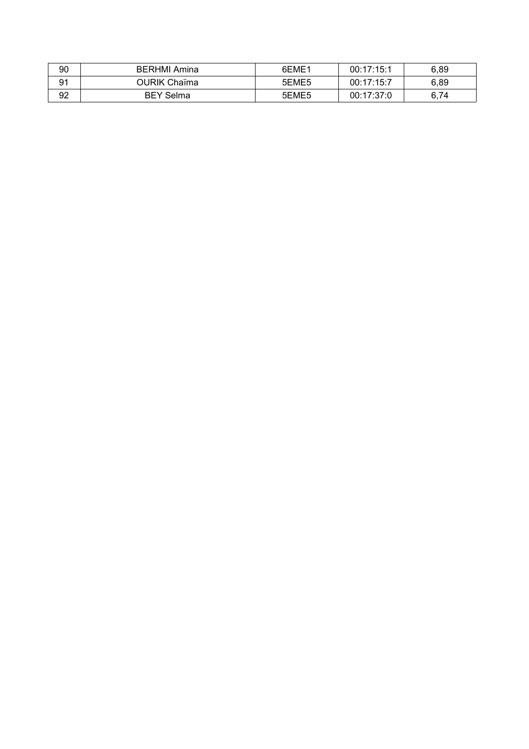| | | | | |
|---|---|---|---|---|
| 90 | BERHMI Amina | 6EME1 | 00:17:15:1 | 6,89 |
| 91 | OURIK Chaïma | 5EME5 | 00:17:15:7 | 6,89 |
| 92 | BEY Selma | 5EME5 | 00:17:37:0 | 6,74 |